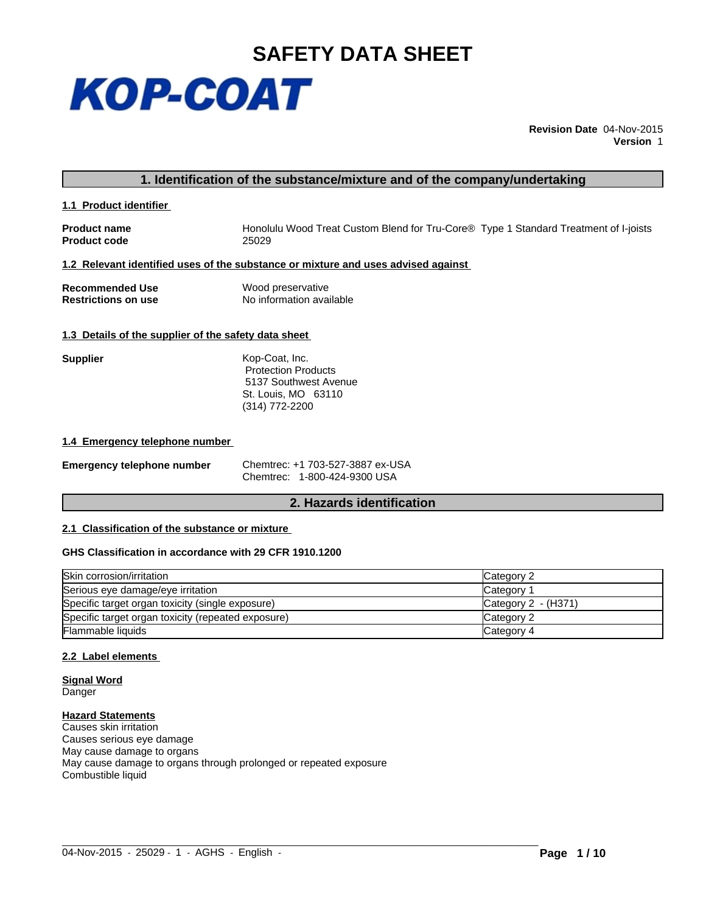# SAFETY DATA SHEET

KOP-COAT

**Revision Date** 04-Nov-2015
**Version** 1

## 1. Identification of the substance/mixture and of the company/undertaking

### 1.1 Product identifier

**Product name** Honolulu Wood Treat Custom Blend for Tru-Core® Type 1 Standard Treatment of I-joists
**Product code** 25029

### 1.2 Relevant identified uses of the substance or mixture and uses advised against

**Recommended Use** Wood preservative
**Restrictions on use** No information available

### 1.3 Details of the supplier of the safety data sheet

**Supplier**
Kop-Coat, Inc.
Protection Products
5137 Southwest Avenue
St. Louis, MO 63110
(314) 772-2200

### 1.4 Emergency telephone number

**Emergency telephone number**
Chemtrec: +1 703-527-3887 ex-USA
Chemtrec: 1-800-424-9300 USA

## 2. Hazards identification

### 2.1 Classification of the substance or mixture

**GHS Classification in accordance with 29 CFR 1910.1200**

| | |
|---|---|
| Skin corrosion/irritation | Category 2 |
| Serious eye damage/eye irritation | Category 1 |
| Specific target organ toxicity (single exposure) | Category 2 - (H371) |
| Specific target organ toxicity (repeated exposure) | Category 2 |
| Flammable liquids | Category 4 |

### 2.2 Label elements

**Signal Word**
Danger

**Hazard Statements**
Causes skin irritation
Causes serious eye damage
May cause damage to organs
May cause damage to organs through prolonged or repeated exposure
Combustible liquid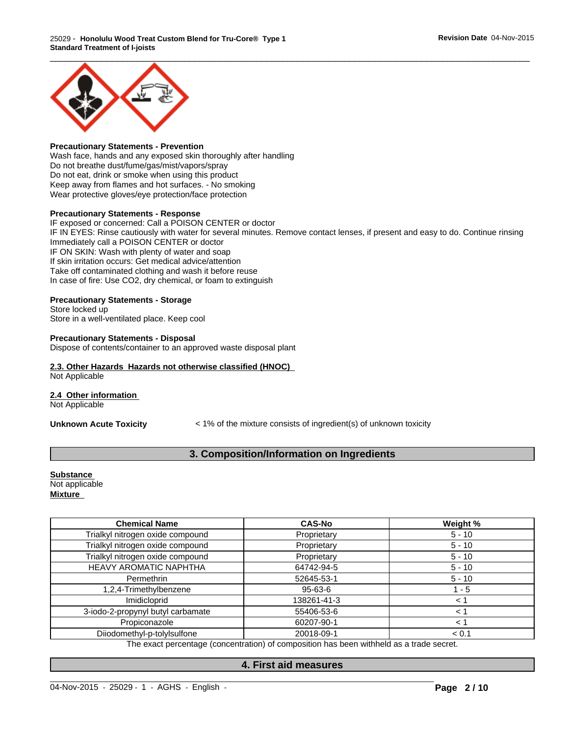**Precautionary Statements - Prevention**
Wash face, hands and any exposed skin thoroughly after handling
Do not breathe dust/fume/gas/mist/vapors/spray
Do not eat, drink or smoke when using this product
Keep away from flames and hot surfaces. - No smoking
Wear protective gloves/eye protection/face protection

**Precautionary Statements - Response**
IF exposed or concerned: Call a POISON CENTER or doctor
IF IN EYES: Rinse cautiously with water for several minutes. Remove contact lenses, if present and easy to do. Continue rinsing
Immediately call a POISON CENTER or doctor
IF ON SKIN: Wash with plenty of water and soap
If skin irritation occurs: Get medical advice/attention
Take off contaminated clothing and wash it before reuse
In case of fire: Use CO2, dry chemical, or foam to extinguish

**Precautionary Statements - Storage**
Store locked up
Store in a well-ventilated place. Keep cool

**Precautionary Statements - Disposal**
Dispose of contents/container to an approved waste disposal plant

**2.3. Other Hazards Hazards not otherwise classified (HNOC)**
Not Applicable

**2.4 Other information**
Not Applicable

**Unknown Acute Toxicity** < 1% of the mixture consists of ingredient(s) of unknown toxicity

## 3. Composition/Information on Ingredients

**Substance**
Not applicable
**Mixture**

| Chemical Name | CAS-No | Weight % |
|---|---|---|
| Trialkyl nitrogen oxide compound | Proprietary | 5 - 10 |
| Trialkyl nitrogen oxide compound | Proprietary | 5 - 10 |
| Trialkyl nitrogen oxide compound | Proprietary | 5 - 10 |
| HEAVY AROMATIC NAPHTHA | 64742-94-5 | 5 - 10 |
| Permethrin | 52645-53-1 | 5 - 10 |
| 1,2,4-Trimethylbenzene | 95-63-6 | 1 - 5 |
| Imidicloprid | 138261-41-3 | < 1 |
| 3-iodo-2-propynyl butyl carbamate | 55406-53-6 | < 1 |
| Propiconazole | 60207-90-1 | < 1 |
| Diiodomethyl-p-tolylsulfone | 20018-09-1 | < 0.1 |

The exact percentage (concentration) of composition has been withheld as a trade secret.

## 4. First aid measures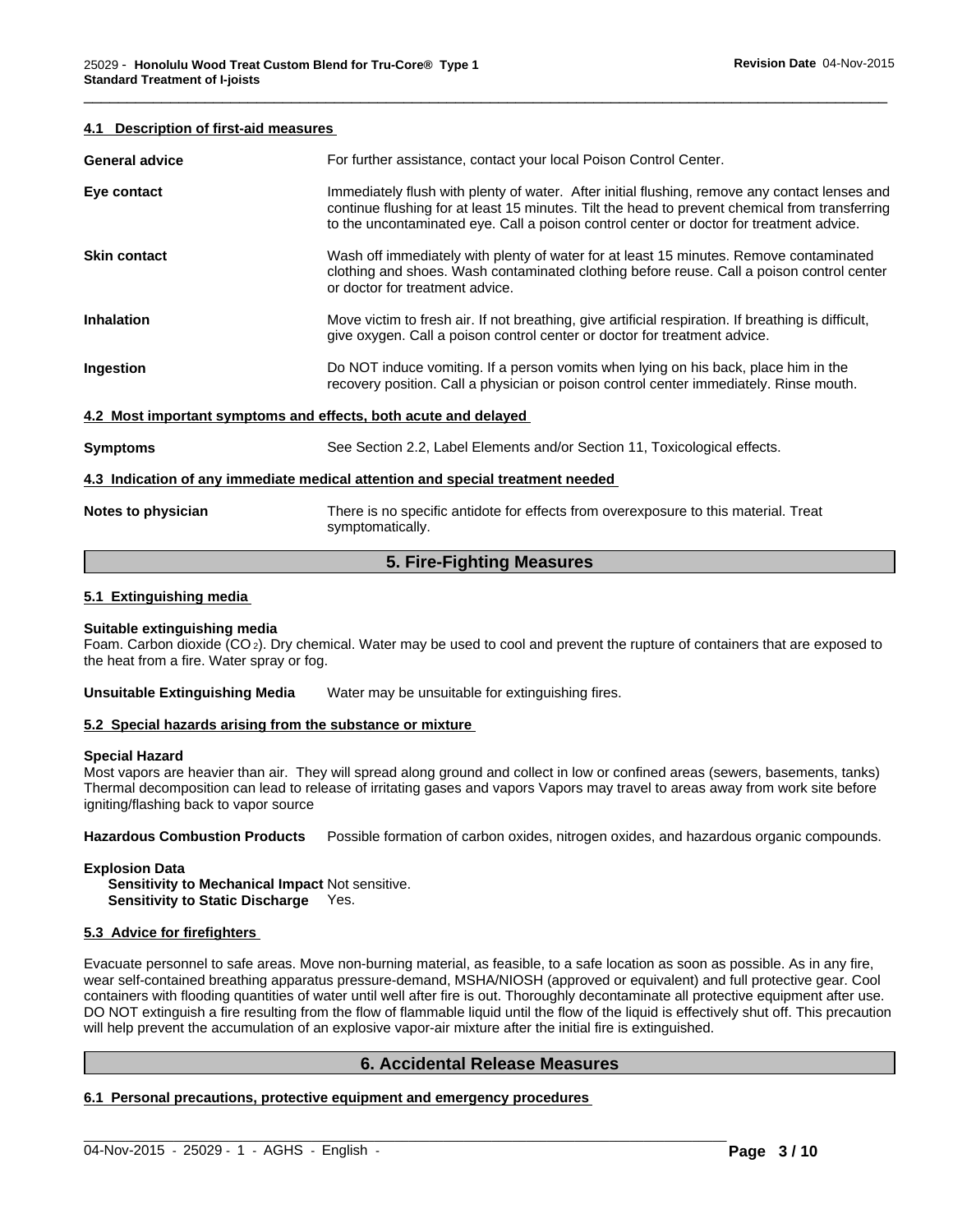### 4.1 Description of first-aid measures

**General advice** For further assistance, contact your local Poison Control Center.

**Eye contact** Immediately flush with plenty of water. After initial flushing, remove any contact lenses and continue flushing for at least 15 minutes. Tilt the head to prevent chemical from transferring to the uncontaminated eye. Call a poison control center or doctor for treatment advice.

**Skin contact** Wash off immediately with plenty of water for at least 15 minutes. Remove contaminated clothing and shoes. Wash contaminated clothing before reuse. Call a poison control center or doctor for treatment advice.

**Inhalation** Move victim to fresh air. If not breathing, give artificial respiration. If breathing is difficult, give oxygen. Call a poison control center or doctor for treatment advice.

**Ingestion** Do NOT induce vomiting. If a person vomits when lying on his back, place him in the recovery position. Call a physician or poison control center immediately. Rinse mouth.

### 4.2 Most important symptoms and effects, both acute and delayed

**Symptoms** See Section 2.2, Label Elements and/or Section 11, Toxicological effects.

### 4.3 Indication of any immediate medical attention and special treatment needed

**Notes to physician** There is no specific antidote for effects from overexposure to this material. Treat symptomatically.

## 5. Fire-Fighting Measures

### 5.1 Extinguishing media

**Suitable extinguishing media**
Foam. Carbon dioxide ($CO_2$). Dry chemical. Water may be used to cool and prevent the rupture of containers that are exposed to the heat from a fire. Water spray or fog.

**Unsuitable Extinguishing Media** Water may be unsuitable for extinguishing fires.

### 5.2 Special hazards arising from the substance or mixture

**Special Hazard**
Most vapors are heavier than air. They will spread along ground and collect in low or confined areas (sewers, basements, tanks) Thermal decomposition can lead to release of irritating gases and vapors Vapors may travel to areas away from work site before igniting/flashing back to vapor source

**Hazardous Combustion Products** Possible formation of carbon oxides, nitrogen oxides, and hazardous organic compounds.

**Explosion Data**
**Sensitivity to Mechanical Impact** Not sensitive.
**Sensitivity to Static Discharge** Yes.

### 5.3 Advice for firefighters

Evacuate personnel to safe areas. Move non-burning material, as feasible, to a safe location as soon as possible. As in any fire, wear self-contained breathing apparatus pressure-demand, MSHA/NIOSH (approved or equivalent) and full protective gear. Cool containers with flooding quantities of water until well after fire is out. Thoroughly decontaminate all protective equipment after use. DO NOT extinguish a fire resulting from the flow of flammable liquid until the flow of the liquid is effectively shut off. This precaution will help prevent the accumulation of an explosive vapor-air mixture after the initial fire is extinguished.

## 6. Accidental Release Measures

### 6.1 Personal precautions, protective equipment and emergency procedures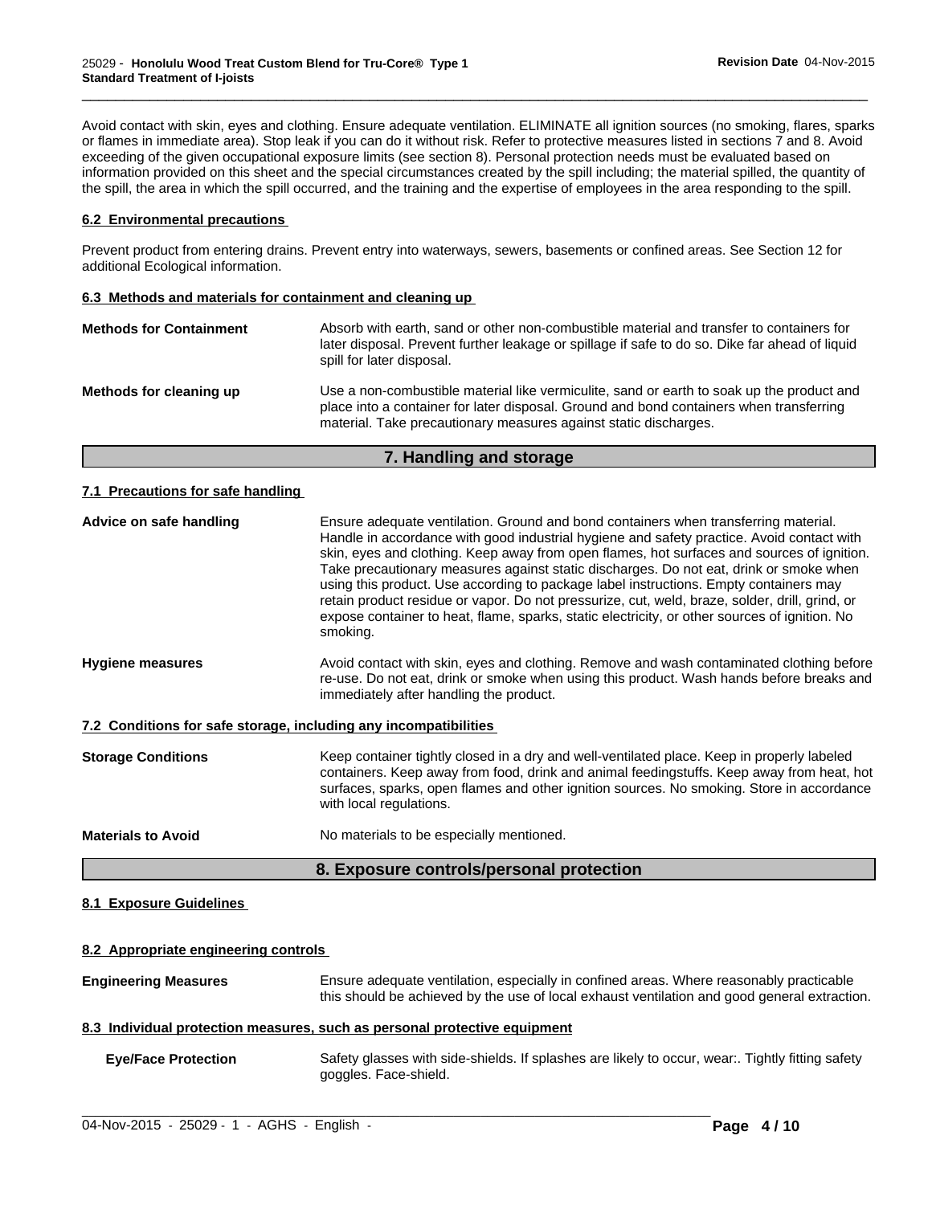Avoid contact with skin, eyes and clothing. Ensure adequate ventilation. ELIMINATE all ignition sources (no smoking, flares, sparks or flames in immediate area). Stop leak if you can do it without risk. Refer to protective measures listed in sections 7 and 8. Avoid exceeding of the given occupational exposure limits (see section 8). Personal protection needs must be evaluated based on information provided on this sheet and the special circumstances created by the spill including; the material spilled, the quantity of the spill, the area in which the spill occurred, and the training and the expertise of employees in the area responding to the spill.

### 6.2 Environmental precautions

Prevent product from entering drains. Prevent entry into waterways, sewers, basements or confined areas. See Section 12 for additional Ecological information.

### 6.3 Methods and materials for containment and cleaning up

**Methods for Containment** — Absorb with earth, sand or other non-combustible material and transfer to containers for later disposal. Prevent further leakage or spillage if safe to do so. Dike far ahead of liquid spill for later disposal.

**Methods for cleaning up** — Use a non-combustible material like vermiculite, sand or earth to soak up the product and place into a container for later disposal. Ground and bond containers when transferring material. Take precautionary measures against static discharges.

## 7. Handling and storage

### 7.1 Precautions for safe handling

**Advice on safe handling** — Ensure adequate ventilation. Ground and bond containers when transferring material. Handle in accordance with good industrial hygiene and safety practice. Avoid contact with skin, eyes and clothing. Keep away from open flames, hot surfaces and sources of ignition. Take precautionary measures against static discharges. Do not eat, drink or smoke when using this product. Use according to package label instructions. Empty containers may retain product residue or vapor. Do not pressurize, cut, weld, braze, solder, drill, grind, or expose container to heat, flame, sparks, static electricity, or other sources of ignition. No smoking.

**Hygiene measures** — Avoid contact with skin, eyes and clothing. Remove and wash contaminated clothing before re-use. Do not eat, drink or smoke when using this product. Wash hands before breaks and immediately after handling the product.

### 7.2 Conditions for safe storage, including any incompatibilities

**Storage Conditions** — Keep container tightly closed in a dry and well-ventilated place. Keep in properly labeled containers. Keep away from food, drink and animal feedingstuffs. Keep away from heat, hot surfaces, sparks, open flames and other ignition sources. No smoking. Store in accordance with local regulations.

**Materials to Avoid** — No materials to be especially mentioned.

## 8. Exposure controls/personal protection

### 8.1 Exposure Guidelines

### 8.2 Appropriate engineering controls

**Engineering Measures** — Ensure adequate ventilation, especially in confined areas. Where reasonably practicable this should be achieved by the use of local exhaust ventilation and good general extraction.

### 8.3 Individual protection measures, such as personal protective equipment

**Eye/Face Protection** — Safety glasses with side-shields. If splashes are likely to occur, wear:. Tightly fitting safety goggles. Face-shield.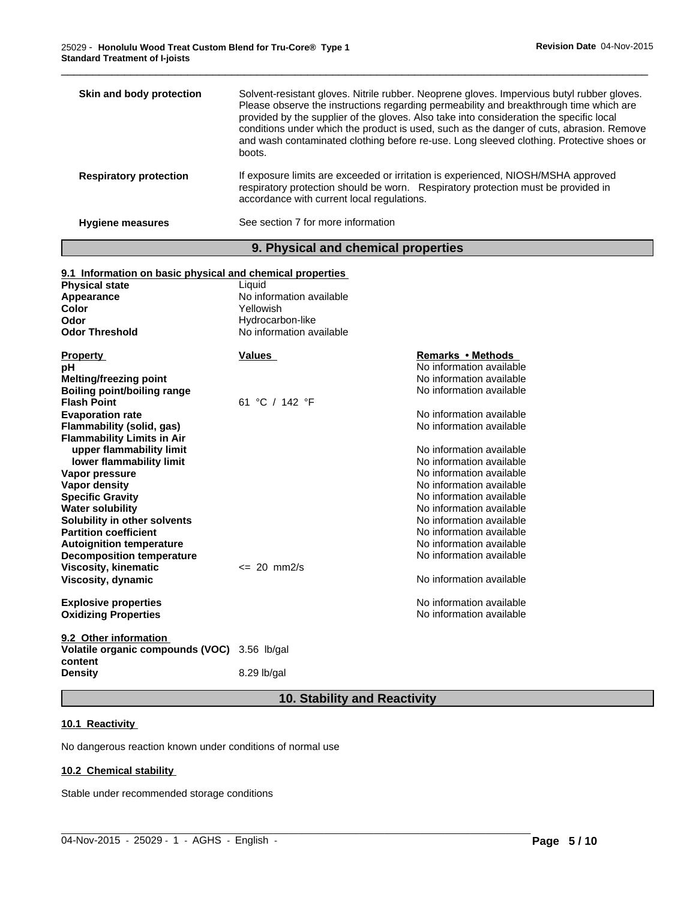| | |
|---|---|
| **Skin and body protection** | Solvent-resistant gloves. Nitrile rubber. Neoprene gloves. Impervious butyl rubber gloves. Please observe the instructions regarding permeability and breakthrough time which are provided by the supplier of the gloves. Also take into consideration the specific local conditions under which the product is used, such as the danger of cuts, abrasion. Remove and wash contaminated clothing before re-use. Long sleeved clothing. Protective shoes or boots. |
| **Respiratory protection** | If exposure limits are exceeded or irritation is experienced, NIOSH/MSHA approved respiratory protection should be worn. Respiratory protection must be provided in accordance with current local regulations. |
| **Hygiene measures** | See section 7 for more information |

## 9. Physical and chemical properties

**9.1 Information on basic physical and chemical properties**

| | |
|---|---|
| **Physical state** | Liquid |
| **Appearance** | No information available |
| **Color** | Yellowish |
| **Odor** | Hydrocarbon-like |
| **Odor Threshold** | No information available |

| Property | Values | Remarks • Methods |
|---|---|---|
| **pH** | | No information available |
| **Melting/freezing point** | | No information available |
| **Boiling point/boiling range** | | No information available |
| **Flash Point** | 61 °C / 142 °F | |
| **Evaporation rate** | | No information available |
| **Flammability (solid, gas)** | | No information available |
| **Flammability Limits in Air** | | |
| **upper flammability limit** | | No information available |
| **lower flammability limit** | | No information available |
| **Vapor pressure** | | No information available |
| **Vapor density** | | No information available |
| **Specific Gravity** | | No information available |
| **Water solubility** | | No information available |
| **Solubility in other solvents** | | No information available |
| **Partition coefficient** | | No information available |
| **Autoignition temperature** | | No information available |
| **Decomposition temperature** | | No information available |
| **Viscosity, kinematic** | <= 20 mm2/s | |
| **Viscosity, dynamic** | | No information available |
| **Explosive properties** | | No information available |
| **Oxidizing Properties** | | No information available |

**9.2 Other information**

| | |
|---|---|
| **Volatile organic compounds (VOC) content** | 3.56 lb/gal |
| **Density** | 8.29 lb/gal |

## 10. Stability and Reactivity

**10.1 Reactivity**

No dangerous reaction known under conditions of normal use

**10.2 Chemical stability**

Stable under recommended storage conditions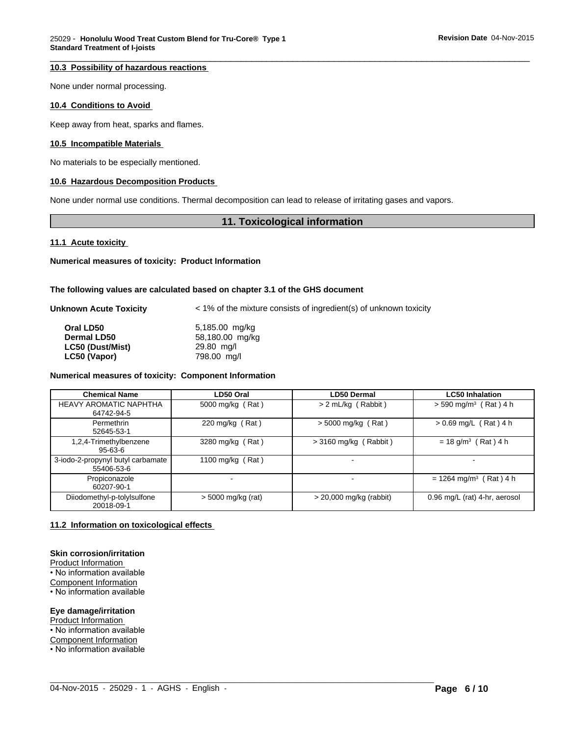#### 10.3 Possibility of hazardous reactions

None under normal processing.

#### 10.4 Conditions to Avoid

Keep away from heat, sparks and flames.

#### 10.5 Incompatible Materials

No materials to be especially mentioned.

#### 10.6 Hazardous Decomposition Products

None under normal use conditions. Thermal decomposition can lead to release of irritating gases and vapors.

## 11. Toxicological information

#### 11.1 Acute toxicity

**Numerical measures of toxicity: Product Information**

**The following values are calculated based on chapter 3.1 of the GHS document**

**Unknown Acute Toxicity** < 1% of the mixture consists of ingredient(s) of unknown toxicity

| | |
|---|---|
| **Oral LD50** | 5,185.00 mg/kg |
| **Dermal LD50** | 58,180.00 mg/kg |
| **LC50 (Dust/Mist)** | 29.80 mg/l |
| **LC50 (Vapor)** | 798.00 mg/l |

**Numerical measures of toxicity: Component Information**

| Chemical Name | LD50 Oral | LD50 Dermal | LC50 Inhalation |
|---|---|---|---|
| HEAVY AROMATIC NAPHTHA 64742-94-5 | 5000 mg/kg ( Rat ) | > 2 mL/kg ( Rabbit ) | > 590 mg/m³ ( Rat ) 4 h |
| Permethrin 52645-53-1 | 220 mg/kg ( Rat ) | > 5000 mg/kg ( Rat ) | > 0.69 mg/L ( Rat ) 4 h |
| 1,2,4-Trimethylbenzene 95-63-6 | 3280 mg/kg ( Rat ) | > 3160 mg/kg ( Rabbit ) | = 18 g/m³ ( Rat ) 4 h |
| 3-iodo-2-propynyl butyl carbamate 55406-53-6 | 1100 mg/kg ( Rat ) | - | - |
| Propiconazole 60207-90-1 | - | - | = 1264 mg/m³ ( Rat ) 4 h |
| Diiodomethyl-p-tolylsulfone 20018-09-1 | > 5000 mg/kg (rat) | > 20,000 mg/kg (rabbit) | 0.96 mg/L (rat) 4-hr, aerosol |

#### 11.2 Information on toxicological effects

**Skin corrosion/irritation**

Product Information
- No information available

Component Information
- No information available

**Eye damage/irritation**

Product Information
- No information available

Component Information
- No information available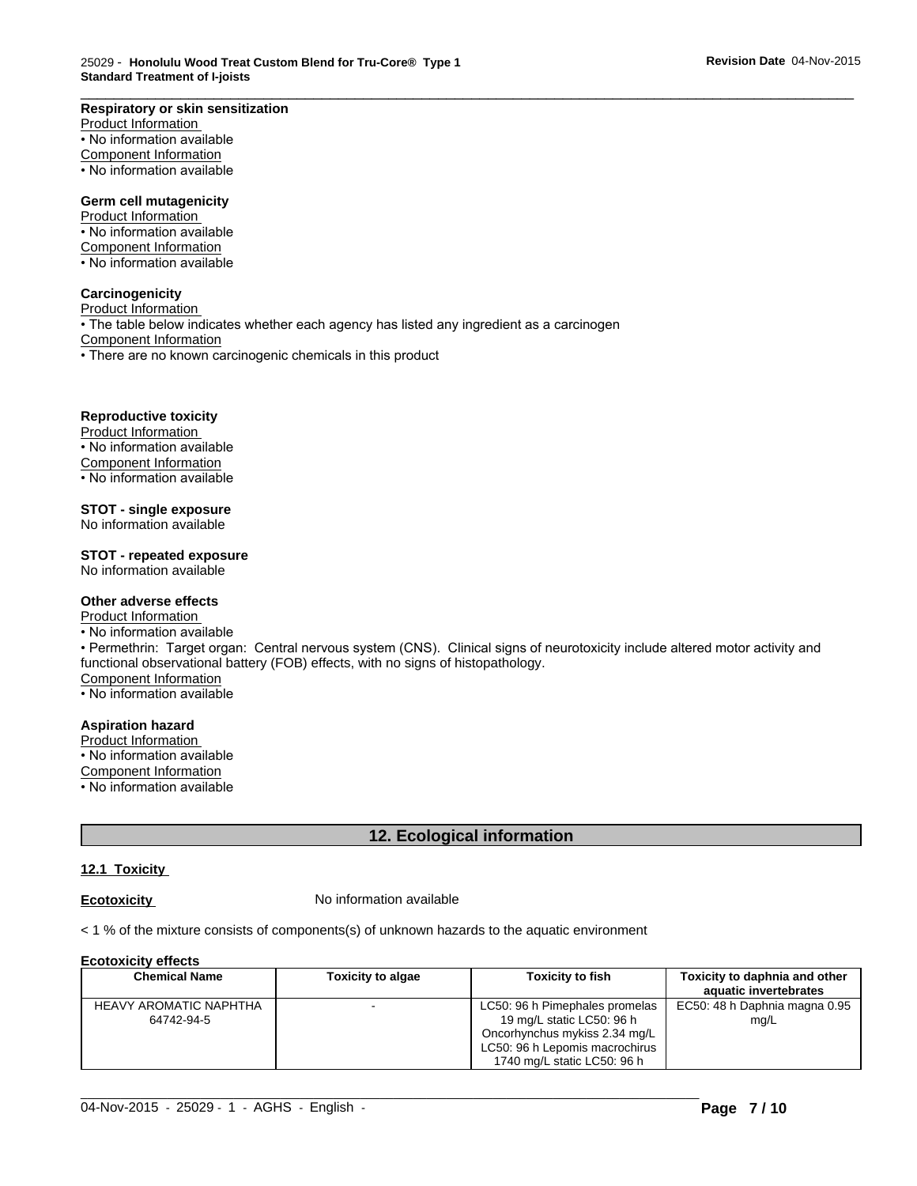**Respiratory or skin sensitization**

Product Information

• No information available

Component Information

• No information available

**Germ cell mutagenicity**

Product Information

• No information available

Component Information

• No information available

**Carcinogenicity**

Product Information

• The table below indicates whether each agency has listed any ingredient as a carcinogen

Component Information

• There are no known carcinogenic chemicals in this product

**Reproductive toxicity**

Product Information

• No information available

Component Information

• No information available

**STOT - single exposure**

No information available

**STOT - repeated exposure**

No information available

**Other adverse effects**

Product Information

• No information available

• Permethrin: Target organ: Central nervous system (CNS). Clinical signs of neurotoxicity include altered motor activity and functional observational battery (FOB) effects, with no signs of histopathology.

Component Information

• No information available

**Aspiration hazard**

Product Information

• No information available

Component Information

• No information available

## 12. Ecological information

### 12.1 Toxicity

**Ecotoxicity** No information available

< 1 % of the mixture consists of components(s) of unknown hazards to the aquatic environment

**Ecotoxicity effects**

| Chemical Name | Toxicity to algae | Toxicity to fish | Toxicity to daphnia and other aquatic invertebrates |
|---|---|---|---|
| HEAVY AROMATIC NAPHTHA 64742-94-5 | - | LC50: 96 h Pimephales promelas 19 mg/L static LC50: 96 h Oncorhynchus mykiss 2.34 mg/L LC50: 96 h Lepomis macrochirus 1740 mg/L static LC50: 96 h | EC50: 48 h Daphnia magna 0.95 mg/L |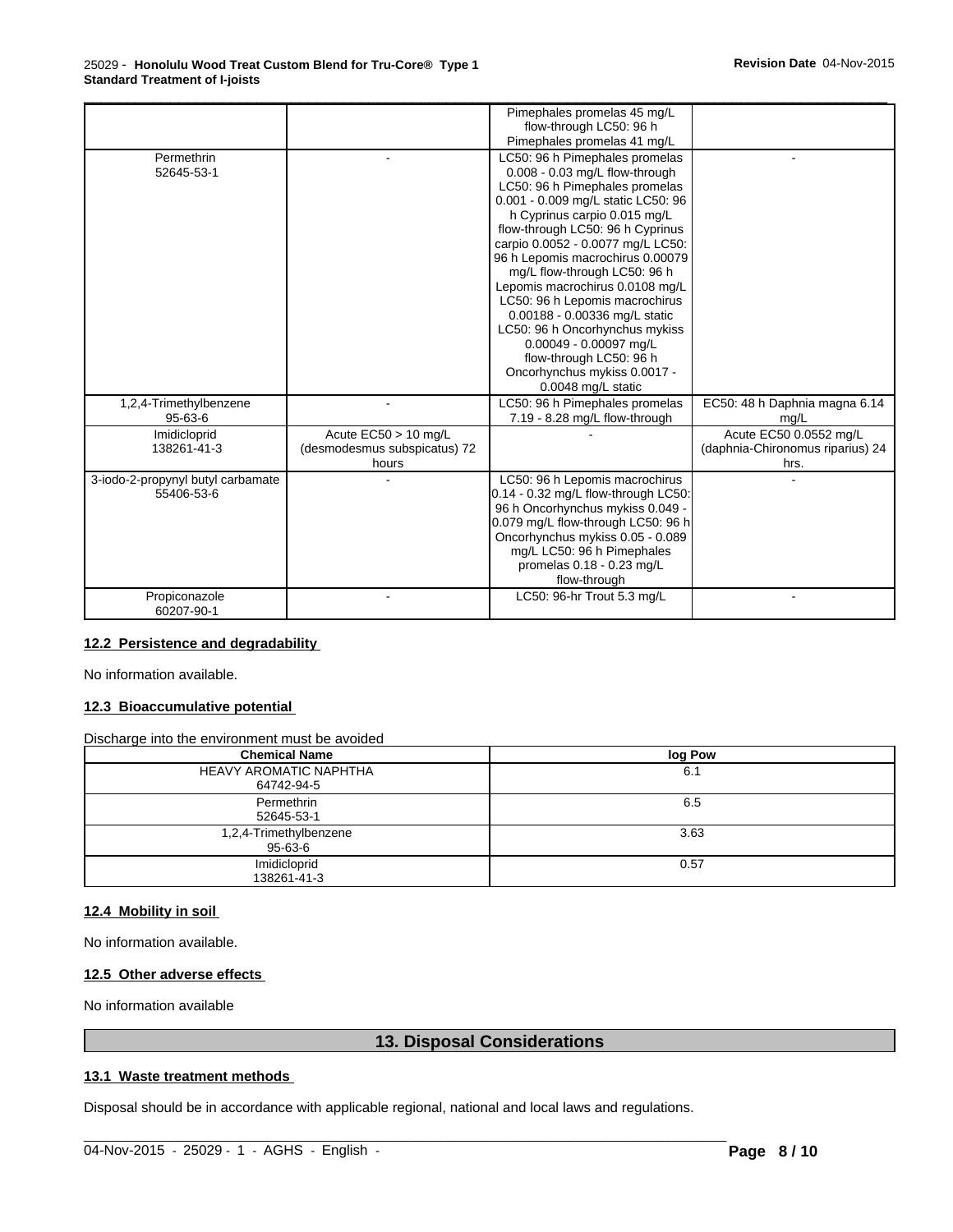| | | | |
|---|---|---|---|
| | | Pimephales promelas 45 mg/L flow-through LC50: 96 h Pimephales promelas 41 mg/L | |
| Permethrin 52645-53-1 | - | LC50: 96 h Pimephales promelas 0.008 - 0.03 mg/L flow-through LC50: 96 h Pimephales promelas 0.001 - 0.009 mg/L static LC50: 96 h Cyprinus carpio 0.015 mg/L flow-through LC50: 96 h Cyprinus carpio 0.0052 - 0.0077 mg/L LC50: 96 h Lepomis macrochirus 0.00079 mg/L flow-through LC50: 96 h Lepomis macrochirus 0.0108 mg/L LC50: 96 h Lepomis macrochirus 0.00188 - 0.00336 mg/L static LC50: 96 h Oncorhynchus mykiss 0.00049 - 0.00097 mg/L flow-through LC50: 96 h Oncorhynchus mykiss 0.0017 - 0.0048 mg/L static | - |
| 1,2,4-Trimethylbenzene 95-63-6 | - | LC50: 96 h Pimephales promelas 7.19 - 8.28 mg/L flow-through | EC50: 48 h Daphnia magna 6.14 mg/L |
| Imidicloprid 138261-41-3 | Acute EC50 > 10 mg/L (desmodesmus subspicatus) 72 hours | - | Acute EC50 0.0552 mg/L (daphnia-Chironomus riparius) 24 hrs. |
| 3-iodo-2-propynyl butyl carbamate 55406-53-6 | - | LC50: 96 h Lepomis macrochirus 0.14 - 0.32 mg/L flow-through LC50: 96 h Oncorhynchus mykiss 0.049 - 0.079 mg/L flow-through LC50: 96 h Oncorhynchus mykiss 0.05 - 0.089 mg/L LC50: 96 h Pimephales promelas 0.18 - 0.23 mg/L flow-through | - |
| Propiconazole 60207-90-1 | - | LC50: 96-hr Trout 5.3 mg/L | - |

### 12.2 Persistence and degradability

No information available.

### 12.3 Bioaccumulative potential

Discharge into the environment must be avoided

| Chemical Name | log Pow |
|---|---|
| HEAVY AROMATIC NAPHTHA 64742-94-5 | 6.1 |
| Permethrin 52645-53-1 | 6.5 |
| 1,2,4-Trimethylbenzene 95-63-6 | 3.63 |
| Imidicloprid 138261-41-3 | 0.57 |

### 12.4 Mobility in soil

No information available.

### 12.5 Other adverse effects

No information available

## 13. Disposal Considerations

### 13.1 Waste treatment methods

Disposal should be in accordance with applicable regional, national and local laws and regulations.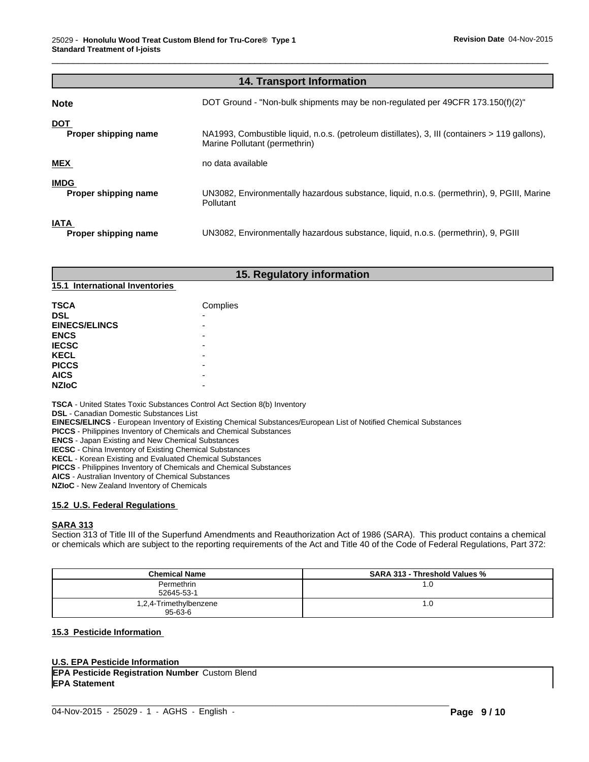## 14. Transport Information

**Note** DOT Ground - "Non-bulk shipments may be non-regulated per 49CFR 173.150(f)(2)"

**DOT**

**Proper shipping name** NA1993, Combustible liquid, n.o.s. (petroleum distillates), 3, III (containers > 119 gallons), Marine Pollutant (permethrin)

**MEX** no data available

**IMDG**

**Proper shipping name** UN3082, Environmentally hazardous substance, liquid, n.o.s. (permethrin), 9, PGIII, Marine Pollutant

**IATA**

**Proper shipping name** UN3082, Environmentally hazardous substance, liquid, n.o.s. (permethrin), 9, PGIII

## 15. Regulatory information

### 15.1 International Inventories

| | |
|---|---|
| **TSCA** | Complies |
| **DSL** | - |
| **EINECS/ELINCS** | - |
| **ENCS** | - |
| **IECSC** | - |
| **KECL** | - |
| **PICCS** | - |
| **AICS** | - |
| **NZIoC** | - |

**TSCA** - United States Toxic Substances Control Act Section 8(b) Inventory
**DSL** - Canadian Domestic Substances List
**EINECS/ELINCS** - European Inventory of Existing Chemical Substances/European List of Notified Chemical Substances
**PICCS** - Philippines Inventory of Chemicals and Chemical Substances
**ENCS** - Japan Existing and New Chemical Substances
**IECSC** - China Inventory of Existing Chemical Substances
**KECL** - Korean Existing and Evaluated Chemical Substances
**PICCS** - Philippines Inventory of Chemicals and Chemical Substances
**AICS** - Australian Inventory of Chemical Substances
**NZIoC** - New Zealand Inventory of Chemicals

### 15.2 U.S. Federal Regulations

**SARA 313**

Section 313 of Title III of the Superfund Amendments and Reauthorization Act of 1986 (SARA). This product contains a chemical or chemicals which are subject to the reporting requirements of the Act and Title 40 of the Code of Federal Regulations, Part 372:

| Chemical Name | SARA 313 - Threshold Values % |
|---|---|
| Permethrin 52645-53-1 | 1.0 |
| 1,2,4-Trimethylbenzene 95-63-6 | 1.0 |

### 15.3 Pesticide Information

**U.S. EPA Pesticide Information**

**EPA Pesticide Registration Number** Custom Blend
**EPA Statement**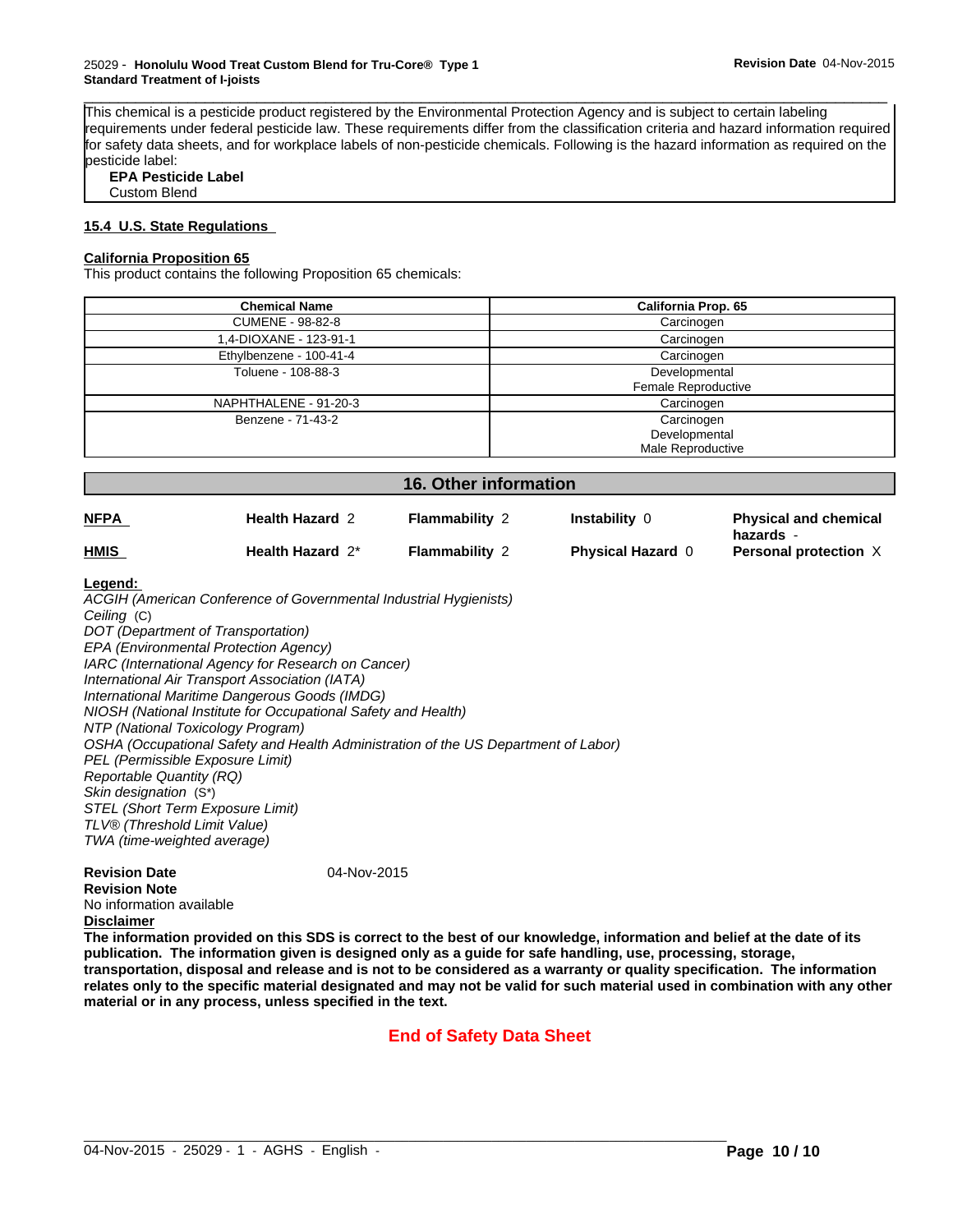This chemical is a pesticide product registered by the Environmental Protection Agency and is subject to certain labeling requirements under federal pesticide law. These requirements differ from the classification criteria and hazard information required for safety data sheets, and for workplace labels of non-pesticide chemicals. Following is the hazard information as required on the pesticide label:

**EPA Pesticide Label**
Custom Blend

### 15.4 U.S. State Regulations

**California Proposition 65**

This product contains the following Proposition 65 chemicals:

| Chemical Name | California Prop. 65 |
|---|---|
| CUMENE - 98-82-8 | Carcinogen |
| 1,4-DIOXANE - 123-91-1 | Carcinogen |
| Ethylbenzene - 100-41-4 | Carcinogen |
| Toluene - 108-88-3 | Developmental<br>Female Reproductive |
| NAPHTHALENE - 91-20-3 | Carcinogen |
| Benzene - 71-43-2 | Carcinogen<br>Developmental<br>Male Reproductive |

## 16. Other information

| | | | | |
|---|---|---|---|---|
| **NFPA** | **Health Hazard** 2 | **Flammability** 2 | **Instability** 0 | **Physical and chemical hazards** - |
| **HMIS** | **Health Hazard** 2* | **Flammability** 2 | **Physical Hazard** 0 | **Personal protection** X |

**Legend:**

*ACGIH (American Conference of Governmental Industrial Hygienists)*
*Ceiling* (C)
*DOT (Department of Transportation)*
*EPA (Environmental Protection Agency)*
*IARC (International Agency for Research on Cancer)*
*International Air Transport Association (IATA)*
*International Maritime Dangerous Goods (IMDG)*
*NIOSH (National Institute for Occupational Safety and Health)*
*NTP (National Toxicology Program)*
*OSHA (Occupational Safety and Health Administration of the US Department of Labor)*
*PEL (Permissible Exposure Limit)*
*Reportable Quantity (RQ)*
*Skin designation* (S*)
*STEL (Short Term Exposure Limit)*
*TLV® (Threshold Limit Value)*
*TWA (time-weighted average)*

**Revision Date** 04-Nov-2015
**Revision Note**
No information available

**Disclaimer**

**The information provided on this SDS is correct to the best of our knowledge, information and belief at the date of its publication. The information given is designed only as a guide for safe handling, use, processing, storage, transportation, disposal and release and is not to be considered as a warranty or quality specification. The information relates only to the specific material designated and may not be valid for such material used in combination with any other material or in any process, unless specified in the text.**

**End of Safety Data Sheet**